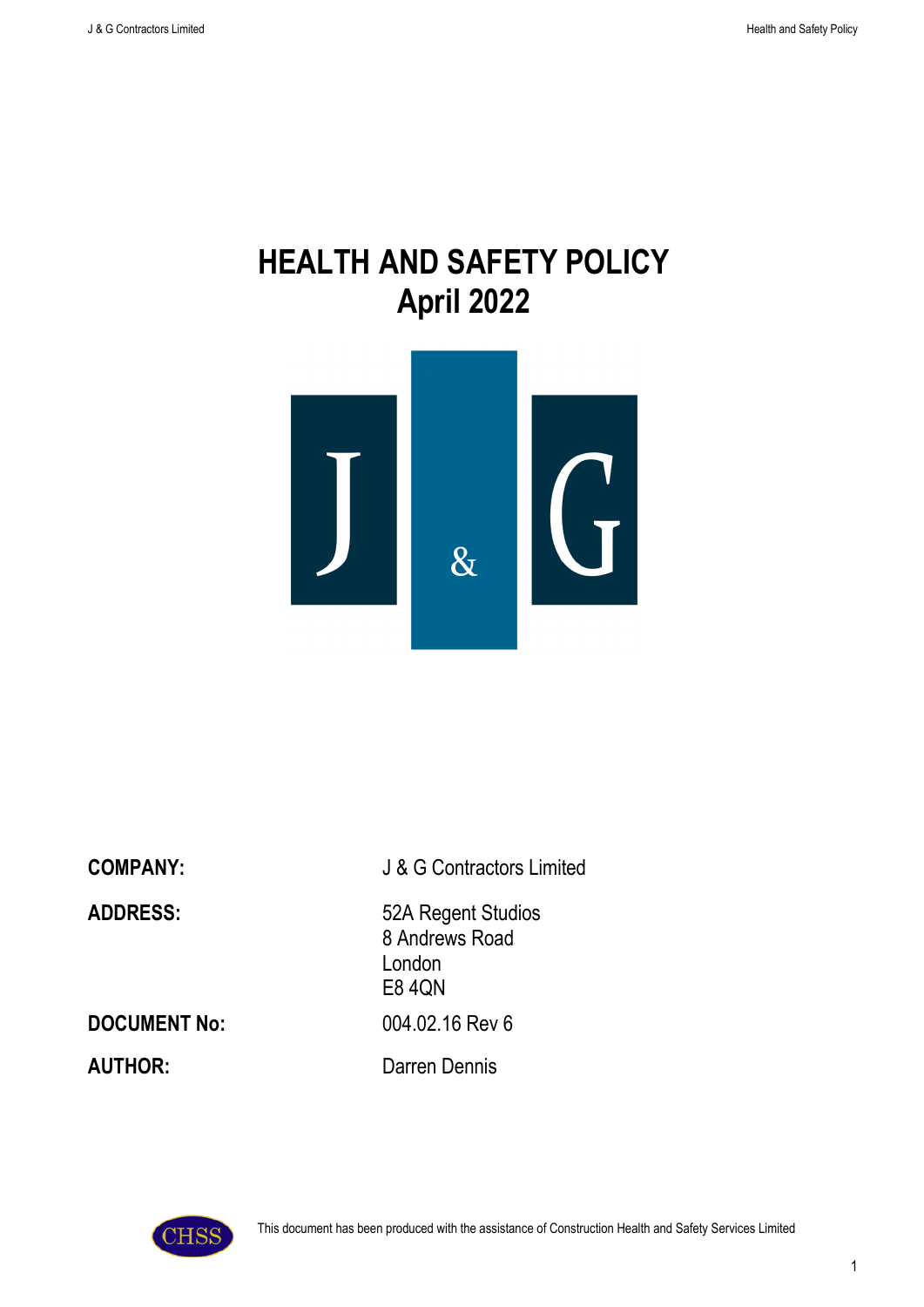# HEALTH AND SAFETY POLICY
# April 2022

| | |
|---|---|
| **COMPANY:** | J & G Contractors Limited |
| **ADDRESS:** | 52A Regent Studios<br>8 Andrews Road<br>London<br>E8 4QN |
| **DOCUMENT No:** | 004.02.16 Rev 6 |
| **AUTHOR:** | Darren Dennis |

This document has been produced with the assistance of Construction Health and Safety Services Limited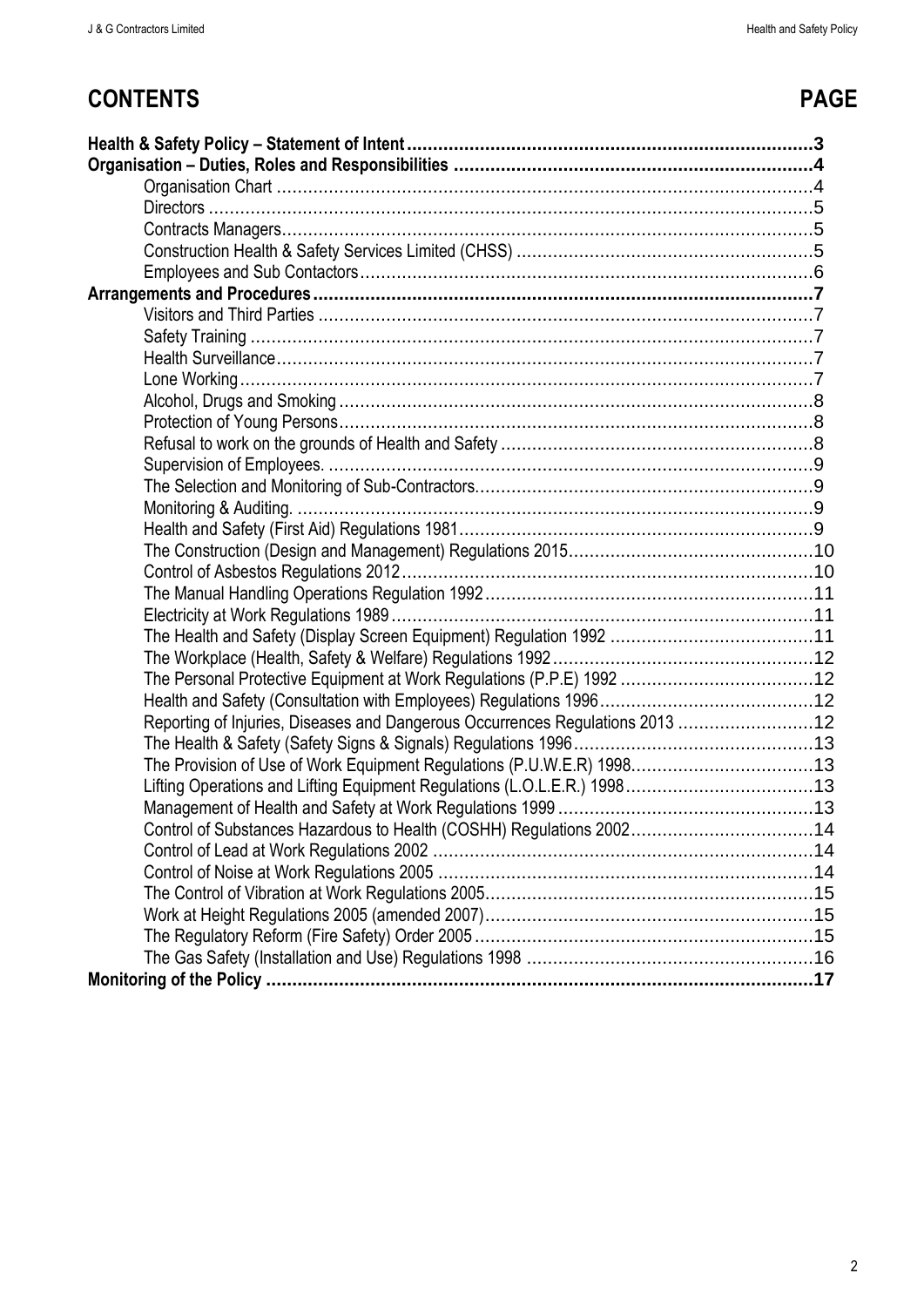# CONTENTS

| | PAGE |
|---|---|
| **Health & Safety Policy – Statement of Intent** | **3** |
| **Organisation – Duties, Roles and Responsibilities** | **4** |
| Organisation Chart | 4 |
| Directors | 5 |
| Contracts Managers | 5 |
| Construction Health & Safety Services Limited (CHSS) | 5 |
| Employees and Sub Contactors | 6 |
| **Arrangements and Procedures** | **7** |
| Visitors and Third Parties | 7 |
| Safety Training | 7 |
| Health Surveillance | 7 |
| Lone Working | 7 |
| Alcohol, Drugs and Smoking | 8 |
| Protection of Young Persons | 8 |
| Refusal to work on the grounds of Health and Safety | 8 |
| Supervision of Employees. | 9 |
| The Selection and Monitoring of Sub-Contractors | 9 |
| Monitoring & Auditing. | 9 |
| Health and Safety (First Aid) Regulations 1981 | 9 |
| The Construction (Design and Management) Regulations 2015 | 10 |
| Control of Asbestos Regulations 2012 | 10 |
| The Manual Handling Operations Regulation 1992 | 11 |
| Electricity at Work Regulations 1989 | 11 |
| The Health and Safety (Display Screen Equipment) Regulation 1992 | 11 |
| The Workplace (Health, Safety & Welfare) Regulations 1992 | 12 |
| The Personal Protective Equipment at Work Regulations (P.P.E) 1992 | 12 |
| Health and Safety (Consultation with Employees) Regulations 1996 | 12 |
| Reporting of Injuries, Diseases and Dangerous Occurrences Regulations 2013 | 12 |
| The Health & Safety (Safety Signs & Signals) Regulations 1996 | 13 |
| The Provision of Use of Work Equipment Regulations (P.U.W.E.R) 1998 | 13 |
| Lifting Operations and Lifting Equipment Regulations (L.O.L.E.R.) 1998 | 13 |
| Management of Health and Safety at Work Regulations 1999 | 13 |
| Control of Substances Hazardous to Health (COSHH) Regulations 2002 | 14 |
| Control of Lead at Work Regulations 2002 | 14 |
| Control of Noise at Work Regulations 2005 | 14 |
| The Control of Vibration at Work Regulations 2005 | 15 |
| Work at Height Regulations 2005 (amended 2007) | 15 |
| The Regulatory Reform (Fire Safety) Order 2005 | 15 |
| The Gas Safety (Installation and Use) Regulations 1998 | 16 |
| **Monitoring of the Policy** | **17** |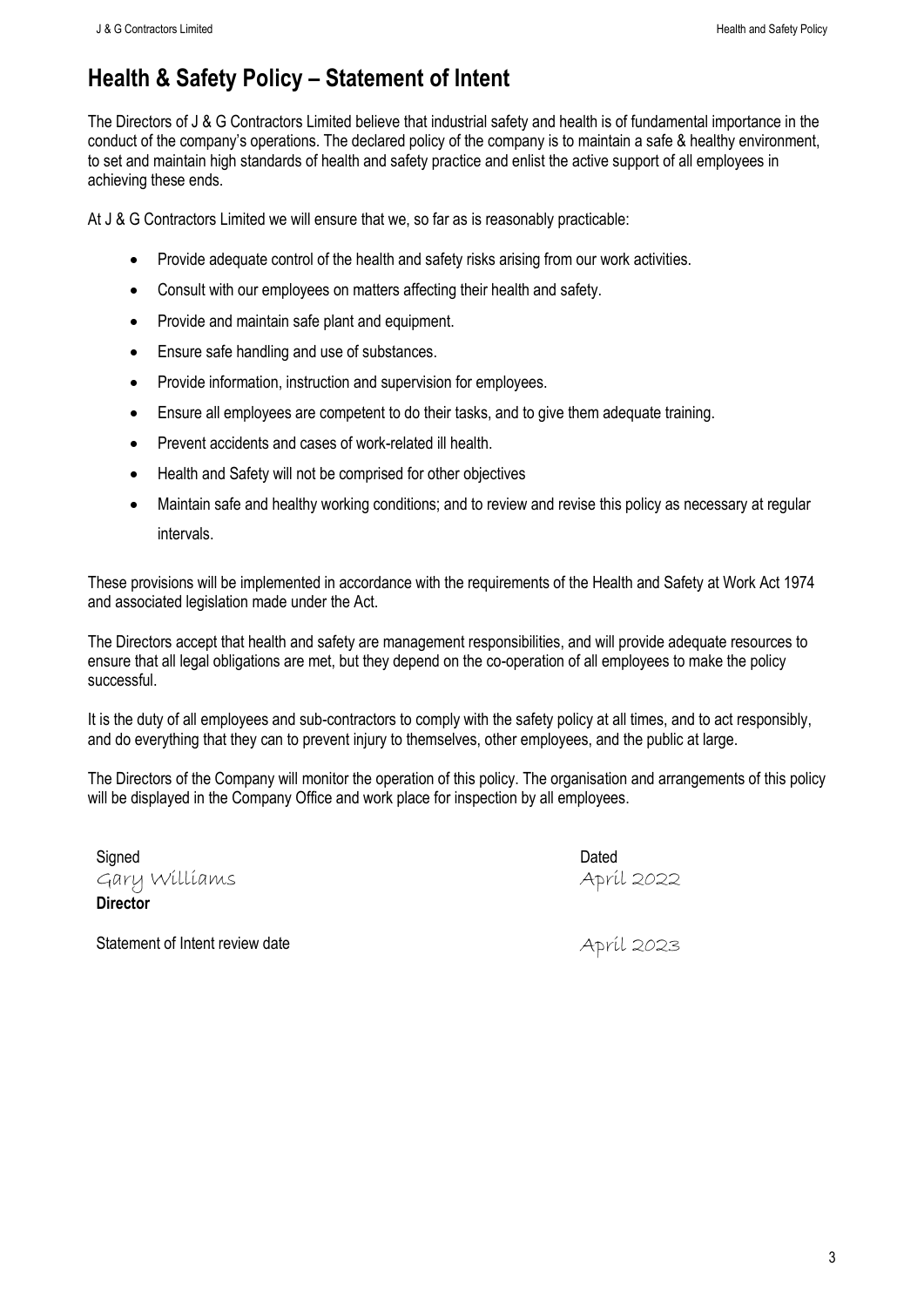# Health & Safety Policy – Statement of Intent

The Directors of J & G Contractors Limited believe that industrial safety and health is of fundamental importance in the conduct of the company's operations. The declared policy of the company is to maintain a safe & healthy environment, to set and maintain high standards of health and safety practice and enlist the active support of all employees in achieving these ends.

At J & G Contractors Limited we will ensure that we, so far as is reasonably practicable:

- Provide adequate control of the health and safety risks arising from our work activities.
- Consult with our employees on matters affecting their health and safety.
- Provide and maintain safe plant and equipment.
- Ensure safe handling and use of substances.
- Provide information, instruction and supervision for employees.
- Ensure all employees are competent to do their tasks, and to give them adequate training.
- Prevent accidents and cases of work-related ill health.
- Health and Safety will not be comprised for other objectives
- Maintain safe and healthy working conditions; and to review and revise this policy as necessary at regular intervals.

These provisions will be implemented in accordance with the requirements of the Health and Safety at Work Act 1974 and associated legislation made under the Act.

The Directors accept that health and safety are management responsibilities, and will provide adequate resources to ensure that all legal obligations are met, but they depend on the co-operation of all employees to make the policy successful.

It is the duty of all employees and sub-contractors to comply with the safety policy at all times, and to act responsibly, and do everything that they can to prevent injury to themselves, other employees, and the public at large.

The Directors of the Company will monitor the operation of this policy. The organisation and arrangements of this policy will be displayed in the Company Office and work place for inspection by all employees.

Signed
Gary Williams
**Director**

Dated
April 2022

Statement of Intent review date April 2023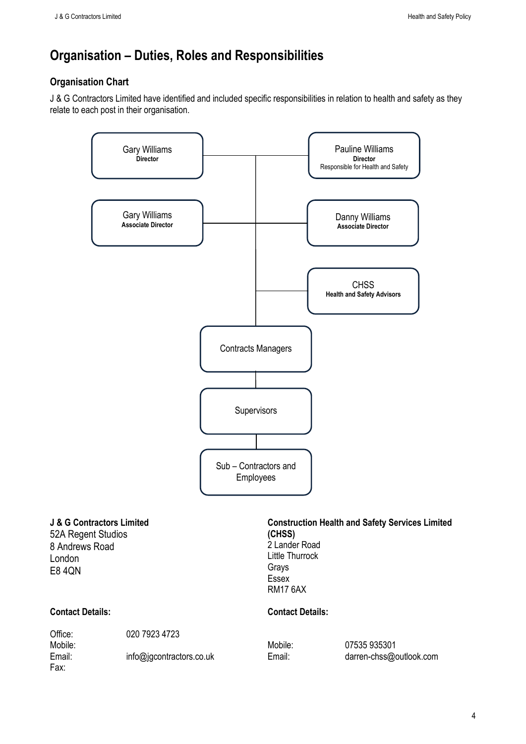# Organisation – Duties, Roles and Responsibilities

## Organisation Chart

J & G Contractors Limited have identified and included specific responsibilities in relation to health and safety as they relate to each post in their organisation.

Gary Williams
**Director**

Pauline Williams
**Director**
Responsible for Health and Safety

Gary Williams
**Associate Director**

Danny Williams
**Associate Director**

CHSS
**Health and Safety Advisors**

Contracts Managers

Supervisors

Sub – Contractors and Employees

**J & G Contractors Limited**
52A Regent Studios
8 Andrews Road
London
E8 4QN

**Contact Details:**

| | |
|---|---|
| Office: | 020 7923 4723 |
| Mobile: | |
| Email: | info@jgcontractors.co.uk |
| Fax: | |

**Construction Health and Safety Services Limited (CHSS)**
2 Lander Road
Little Thurrock
Grays
Essex
RM17 6AX

**Contact Details:**

| | |
|---|---|
| Mobile: | 07535 935301 |
| Email: | darren-chss@outlook.com |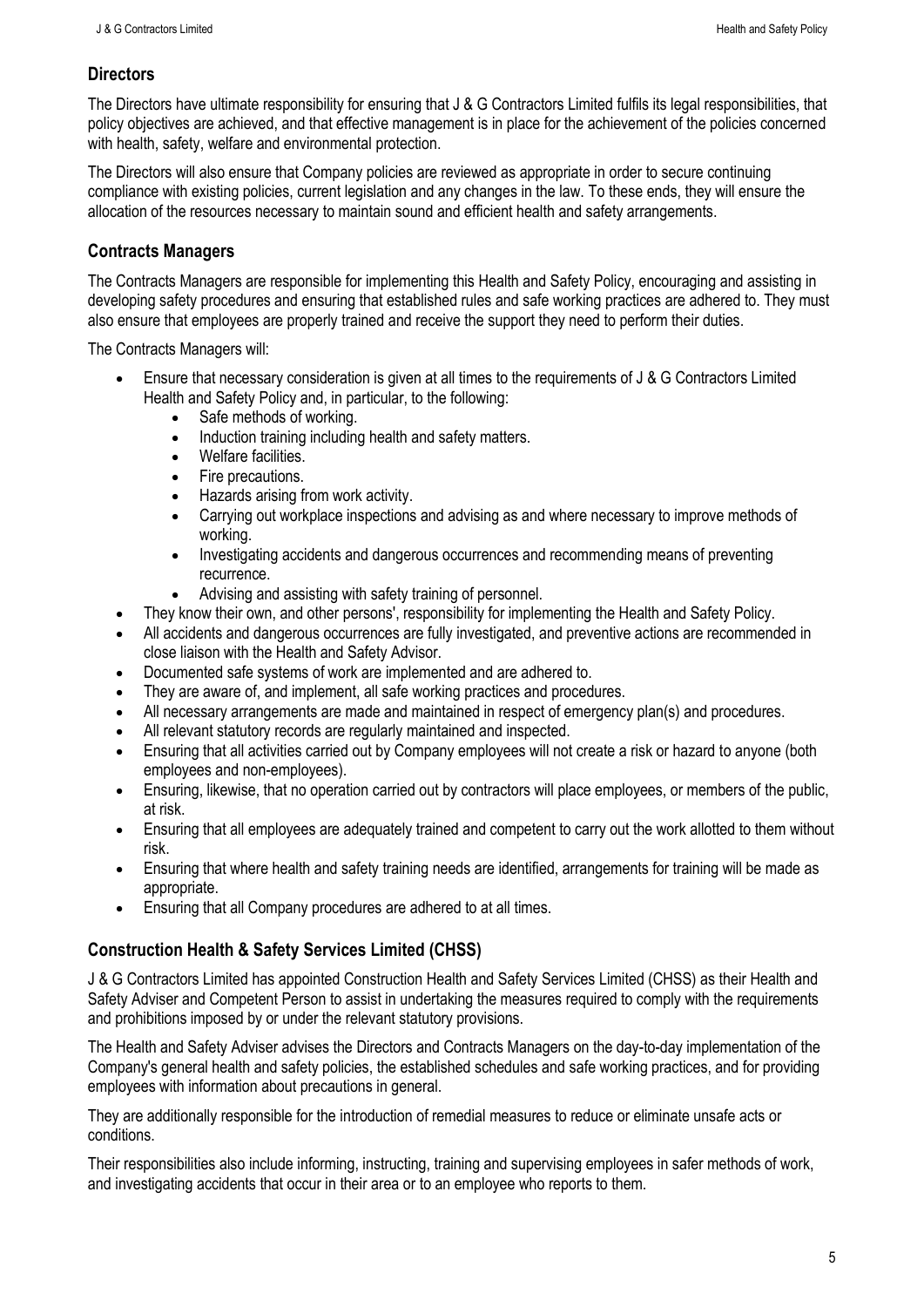## Directors

The Directors have ultimate responsibility for ensuring that J & G Contractors Limited fulfils its legal responsibilities, that policy objectives are achieved, and that effective management is in place for the achievement of the policies concerned with health, safety, welfare and environmental protection.

The Directors will also ensure that Company policies are reviewed as appropriate in order to secure continuing compliance with existing policies, current legislation and any changes in the law. To these ends, they will ensure the allocation of the resources necessary to maintain sound and efficient health and safety arrangements.

## Contracts Managers

The Contracts Managers are responsible for implementing this Health and Safety Policy, encouraging and assisting in developing safety procedures and ensuring that established rules and safe working practices are adhered to. They must also ensure that employees are properly trained and receive the support they need to perform their duties.

The Contracts Managers will:

- Ensure that necessary consideration is given at all times to the requirements of J & G Contractors Limited Health and Safety Policy and, in particular, to the following:
  - Safe methods of working.
  - Induction training including health and safety matters.
  - Welfare facilities.
  - Fire precautions.
  - Hazards arising from work activity.
  - Carrying out workplace inspections and advising as and where necessary to improve methods of working.
  - Investigating accidents and dangerous occurrences and recommending means of preventing recurrence.
  - Advising and assisting with safety training of personnel.
- They know their own, and other persons', responsibility for implementing the Health and Safety Policy.
- All accidents and dangerous occurrences are fully investigated, and preventive actions are recommended in close liaison with the Health and Safety Advisor.
- Documented safe systems of work are implemented and are adhered to.
- They are aware of, and implement, all safe working practices and procedures.
- All necessary arrangements are made and maintained in respect of emergency plan(s) and procedures.
- All relevant statutory records are regularly maintained and inspected.
- Ensuring that all activities carried out by Company employees will not create a risk or hazard to anyone (both employees and non-employees).
- Ensuring, likewise, that no operation carried out by contractors will place employees, or members of the public, at risk.
- Ensuring that all employees are adequately trained and competent to carry out the work allotted to them without risk.
- Ensuring that where health and safety training needs are identified, arrangements for training will be made as appropriate.
- Ensuring that all Company procedures are adhered to at all times.

## Construction Health & Safety Services Limited (CHSS)

J & G Contractors Limited has appointed Construction Health and Safety Services Limited (CHSS) as their Health and Safety Adviser and Competent Person to assist in undertaking the measures required to comply with the requirements and prohibitions imposed by or under the relevant statutory provisions.

The Health and Safety Adviser advises the Directors and Contracts Managers on the day-to-day implementation of the Company's general health and safety policies, the established schedules and safe working practices, and for providing employees with information about precautions in general.

They are additionally responsible for the introduction of remedial measures to reduce or eliminate unsafe acts or conditions.

Their responsibilities also include informing, instructing, training and supervising employees in safer methods of work, and investigating accidents that occur in their area or to an employee who reports to them.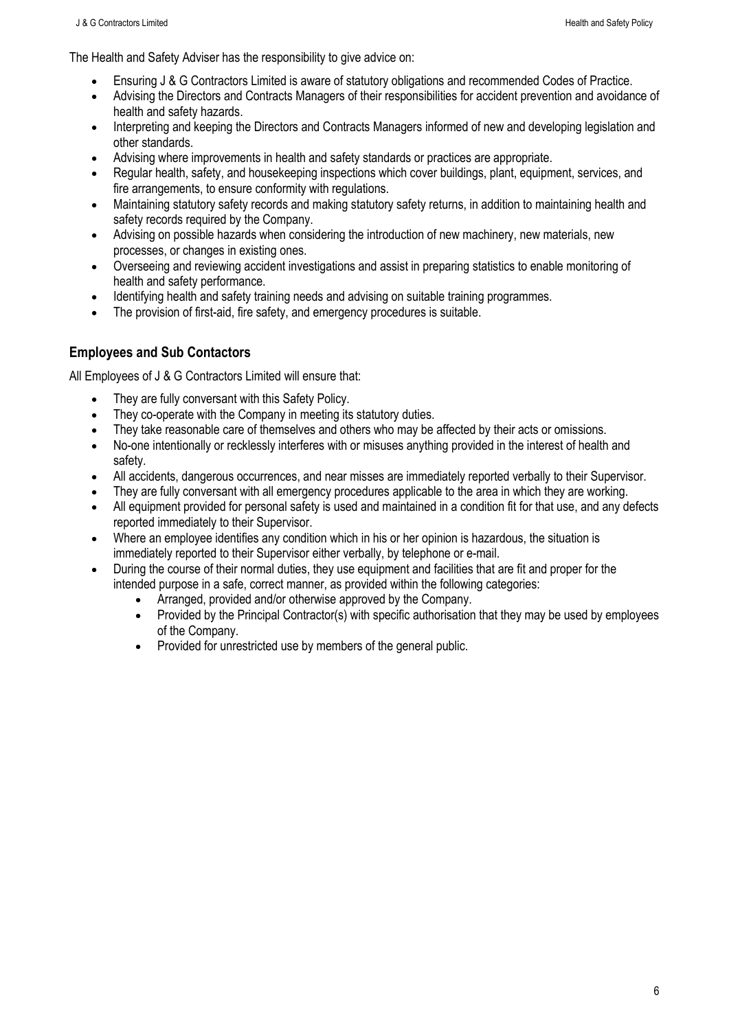The Health and Safety Adviser has the responsibility to give advice on:

- Ensuring J & G Contractors Limited is aware of statutory obligations and recommended Codes of Practice.
- Advising the Directors and Contracts Managers of their responsibilities for accident prevention and avoidance of health and safety hazards.
- Interpreting and keeping the Directors and Contracts Managers informed of new and developing legislation and other standards.
- Advising where improvements in health and safety standards or practices are appropriate.
- Regular health, safety, and housekeeping inspections which cover buildings, plant, equipment, services, and fire arrangements, to ensure conformity with regulations.
- Maintaining statutory safety records and making statutory safety returns, in addition to maintaining health and safety records required by the Company.
- Advising on possible hazards when considering the introduction of new machinery, new materials, new processes, or changes in existing ones.
- Overseeing and reviewing accident investigations and assist in preparing statistics to enable monitoring of health and safety performance.
- Identifying health and safety training needs and advising on suitable training programmes.
- The provision of first-aid, fire safety, and emergency procedures is suitable.

## Employees and Sub Contactors

All Employees of J & G Contractors Limited will ensure that:

- They are fully conversant with this Safety Policy.
- They co-operate with the Company in meeting its statutory duties.
- They take reasonable care of themselves and others who may be affected by their acts or omissions.
- No-one intentionally or recklessly interferes with or misuses anything provided in the interest of health and safety.
- All accidents, dangerous occurrences, and near misses are immediately reported verbally to their Supervisor.
- They are fully conversant with all emergency procedures applicable to the area in which they are working.
- All equipment provided for personal safety is used and maintained in a condition fit for that use, and any defects reported immediately to their Supervisor.
- Where an employee identifies any condition which in his or her opinion is hazardous, the situation is immediately reported to their Supervisor either verbally, by telephone or e-mail.
- During the course of their normal duties, they use equipment and facilities that are fit and proper for the intended purpose in a safe, correct manner, as provided within the following categories:
  - Arranged, provided and/or otherwise approved by the Company.
  - Provided by the Principal Contractor(s) with specific authorisation that they may be used by employees of the Company.
  - Provided for unrestricted use by members of the general public.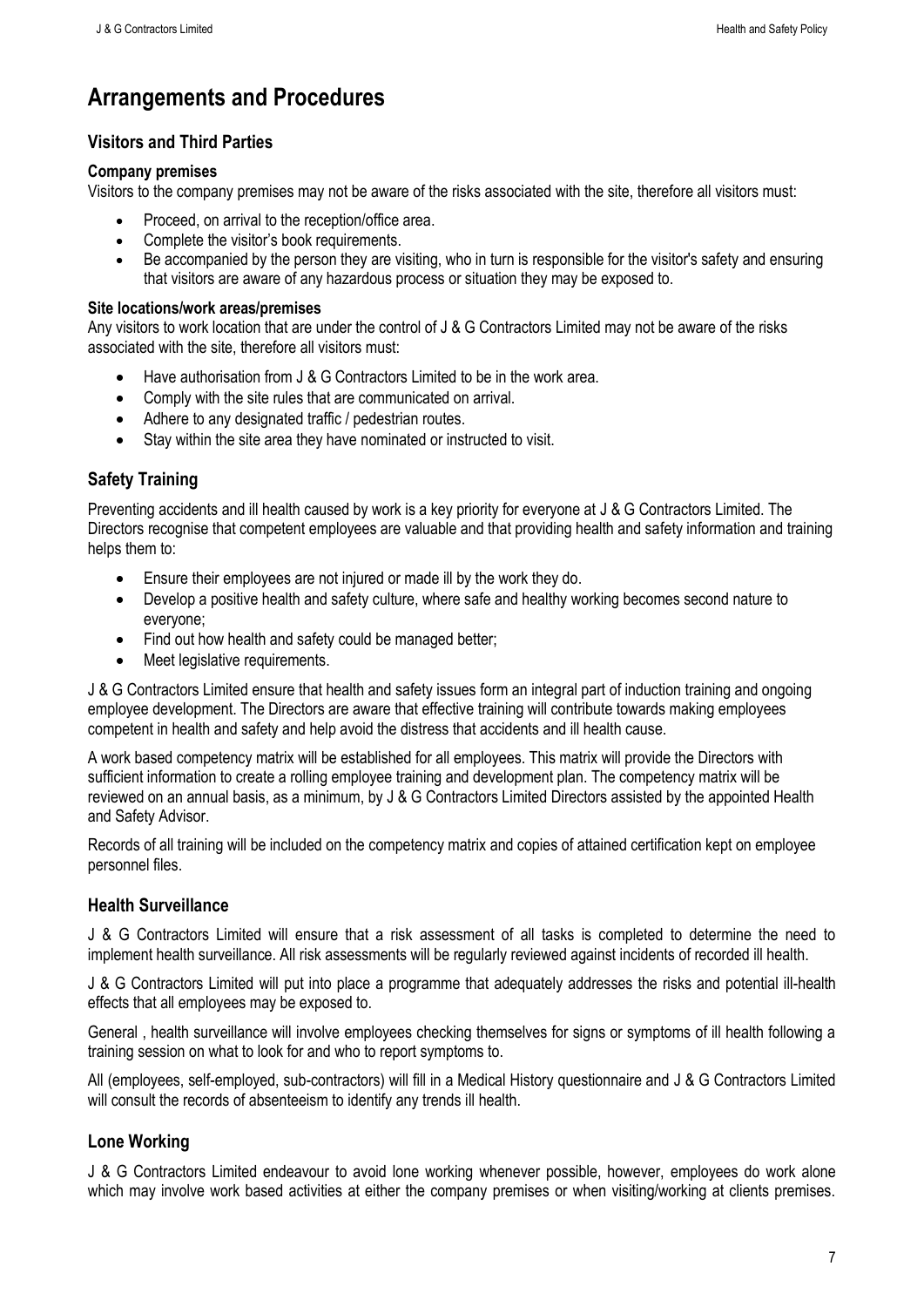# Arrangements and Procedures

## Visitors and Third Parties

**Company premises**

Visitors to the company premises may not be aware of the risks associated with the site, therefore all visitors must:

- Proceed, on arrival to the reception/office area.
- Complete the visitor's book requirements.
- Be accompanied by the person they are visiting, who in turn is responsible for the visitor's safety and ensuring that visitors are aware of any hazardous process or situation they may be exposed to.

**Site locations/work areas/premises**

Any visitors to work location that are under the control of J & G Contractors Limited may not be aware of the risks associated with the site, therefore all visitors must:

- Have authorisation from J & G Contractors Limited to be in the work area.
- Comply with the site rules that are communicated on arrival.
- Adhere to any designated traffic / pedestrian routes.
- Stay within the site area they have nominated or instructed to visit.

## Safety Training

Preventing accidents and ill health caused by work is a key priority for everyone at J & G Contractors Limited. The Directors recognise that competent employees are valuable and that providing health and safety information and training helps them to:

- Ensure their employees are not injured or made ill by the work they do.
- Develop a positive health and safety culture, where safe and healthy working becomes second nature to everyone;
- Find out how health and safety could be managed better;
- Meet legislative requirements.

J & G Contractors Limited ensure that health and safety issues form an integral part of induction training and ongoing employee development. The Directors are aware that effective training will contribute towards making employees competent in health and safety and help avoid the distress that accidents and ill health cause.

A work based competency matrix will be established for all employees. This matrix will provide the Directors with sufficient information to create a rolling employee training and development plan. The competency matrix will be reviewed on an annual basis, as a minimum, by J & G Contractors Limited Directors assisted by the appointed Health and Safety Advisor.

Records of all training will be included on the competency matrix and copies of attained certification kept on employee personnel files.

## Health Surveillance

J & G Contractors Limited will ensure that a risk assessment of all tasks is completed to determine the need to implement health surveillance. All risk assessments will be regularly reviewed against incidents of recorded ill health.

J & G Contractors Limited will put into place a programme that adequately addresses the risks and potential ill-health effects that all employees may be exposed to.

General , health surveillance will involve employees checking themselves for signs or symptoms of ill health following a training session on what to look for and who to report symptoms to.

All (employees, self-employed, sub-contractors) will fill in a Medical History questionnaire and J & G Contractors Limited will consult the records of absenteeism to identify any trends ill health.

## Lone Working

J & G Contractors Limited endeavour to avoid lone working whenever possible, however, employees do work alone which may involve work based activities at either the company premises or when visiting/working at clients premises.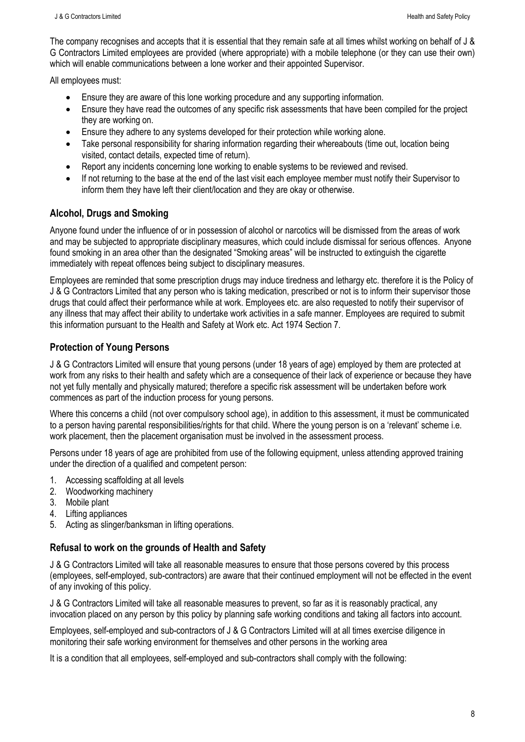The company recognises and accepts that it is essential that they remain safe at all times whilst working on behalf of J & G Contractors Limited employees are provided (where appropriate) with a mobile telephone (or they can use their own) which will enable communications between a lone worker and their appointed Supervisor.

All employees must:

- Ensure they are aware of this lone working procedure and any supporting information.
- Ensure they have read the outcomes of any specific risk assessments that have been compiled for the project they are working on.
- Ensure they adhere to any systems developed for their protection while working alone.
- Take personal responsibility for sharing information regarding their whereabouts (time out, location being visited, contact details, expected time of return).
- Report any incidents concerning lone working to enable systems to be reviewed and revised.
- If not returning to the base at the end of the last visit each employee member must notify their Supervisor to inform them they have left their client/location and they are okay or otherwise.

## Alcohol, Drugs and Smoking

Anyone found under the influence of or in possession of alcohol or narcotics will be dismissed from the areas of work and may be subjected to appropriate disciplinary measures, which could include dismissal for serious offences. Anyone found smoking in an area other than the designated "Smoking areas" will be instructed to extinguish the cigarette immediately with repeat offences being subject to disciplinary measures.

Employees are reminded that some prescription drugs may induce tiredness and lethargy etc. therefore it is the Policy of J & G Contractors Limited that any person who is taking medication, prescribed or not is to inform their supervisor those drugs that could affect their performance while at work. Employees etc. are also requested to notify their supervisor of any illness that may affect their ability to undertake work activities in a safe manner. Employees are required to submit this information pursuant to the Health and Safety at Work etc. Act 1974 Section 7.

## Protection of Young Persons

J & G Contractors Limited will ensure that young persons (under 18 years of age) employed by them are protected at work from any risks to their health and safety which are a consequence of their lack of experience or because they have not yet fully mentally and physically matured; therefore a specific risk assessment will be undertaken before work commences as part of the induction process for young persons.

Where this concerns a child (not over compulsory school age), in addition to this assessment, it must be communicated to a person having parental responsibilities/rights for that child. Where the young person is on a 'relevant' scheme i.e. work placement, then the placement organisation must be involved in the assessment process.

Persons under 18 years of age are prohibited from use of the following equipment, unless attending approved training under the direction of a qualified and competent person:

1. Accessing scaffolding at all levels
2. Woodworking machinery
3. Mobile plant
4. Lifting appliances
5. Acting as slinger/banksman in lifting operations.

## Refusal to work on the grounds of Health and Safety

J & G Contractors Limited will take all reasonable measures to ensure that those persons covered by this process (employees, self-employed, sub-contractors) are aware that their continued employment will not be effected in the event of any invoking of this policy.

J & G Contractors Limited will take all reasonable measures to prevent, so far as it is reasonably practical, any invocation placed on any person by this policy by planning safe working conditions and taking all factors into account.

Employees, self-employed and sub-contractors of J & G Contractors Limited will at all times exercise diligence in monitoring their safe working environment for themselves and other persons in the working area

It is a condition that all employees, self-employed and sub-contractors shall comply with the following: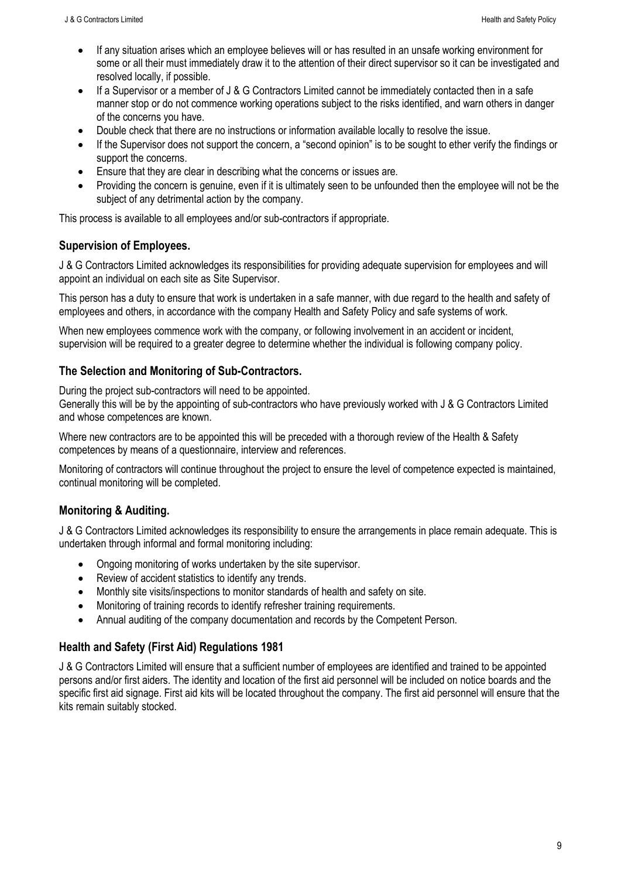- If any situation arises which an employee believes will or has resulted in an unsafe working environment for some or all their must immediately draw it to the attention of their direct supervisor so it can be investigated and resolved locally, if possible.
- If a Supervisor or a member of J & G Contractors Limited cannot be immediately contacted then in a safe manner stop or do not commence working operations subject to the risks identified, and warn others in danger of the concerns you have.
- Double check that there are no instructions or information available locally to resolve the issue.
- If the Supervisor does not support the concern, a "second opinion" is to be sought to ether verify the findings or support the concerns.
- Ensure that they are clear in describing what the concerns or issues are.
- Providing the concern is genuine, even if it is ultimately seen to be unfounded then the employee will not be the subject of any detrimental action by the company.

This process is available to all employees and/or sub-contractors if appropriate.

## Supervision of Employees.

J & G Contractors Limited acknowledges its responsibilities for providing adequate supervision for employees and will appoint an individual on each site as Site Supervisor.

This person has a duty to ensure that work is undertaken in a safe manner, with due regard to the health and safety of employees and others, in accordance with the company Health and Safety Policy and safe systems of work.

When new employees commence work with the company, or following involvement in an accident or incident, supervision will be required to a greater degree to determine whether the individual is following company policy.

## The Selection and Monitoring of Sub-Contractors.

During the project sub-contractors will need to be appointed.
Generally this will be by the appointing of sub-contractors who have previously worked with J & G Contractors Limited and whose competences are known.

Where new contractors are to be appointed this will be preceded with a thorough review of the Health & Safety competences by means of a questionnaire, interview and references.

Monitoring of contractors will continue throughout the project to ensure the level of competence expected is maintained, continual monitoring will be completed.

## Monitoring & Auditing.

J & G Contractors Limited acknowledges its responsibility to ensure the arrangements in place remain adequate. This is undertaken through informal and formal monitoring including:

- Ongoing monitoring of works undertaken by the site supervisor.
- Review of accident statistics to identify any trends.
- Monthly site visits/inspections to monitor standards of health and safety on site.
- Monitoring of training records to identify refresher training requirements.
- Annual auditing of the company documentation and records by the Competent Person.

## Health and Safety (First Aid) Regulations 1981

J & G Contractors Limited will ensure that a sufficient number of employees are identified and trained to be appointed persons and/or first aiders. The identity and location of the first aid personnel will be included on notice boards and the specific first aid signage. First aid kits will be located throughout the company. The first aid personnel will ensure that the kits remain suitably stocked.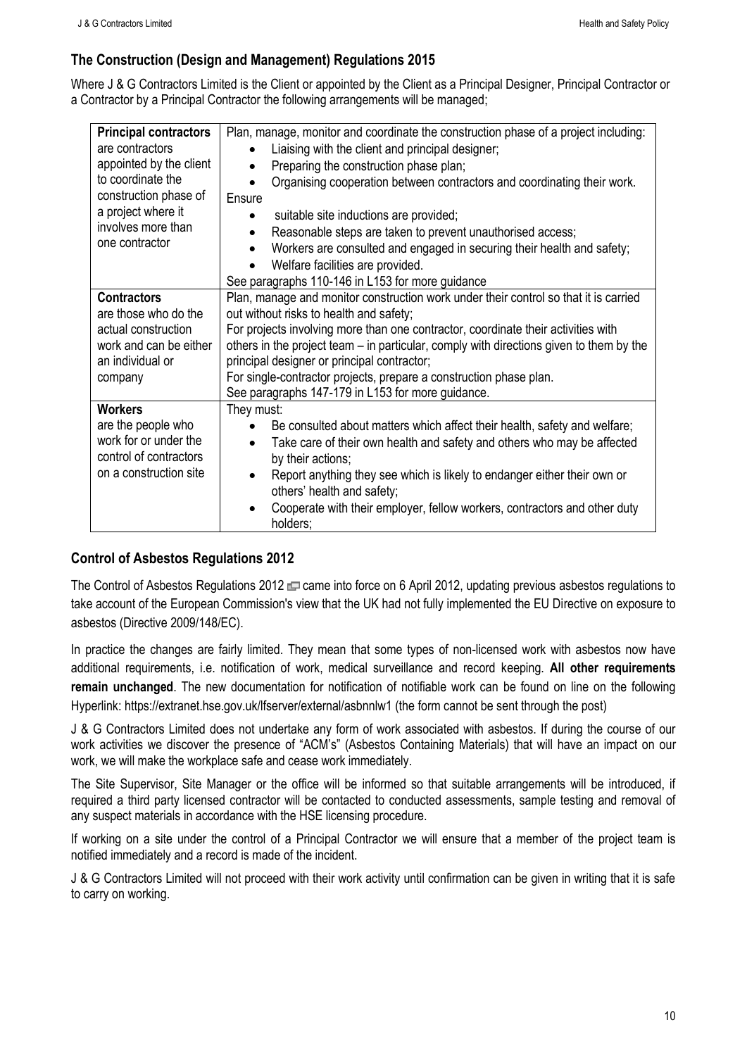## The Construction (Design and Management) Regulations 2015

Where J & G Contractors Limited is the Client or appointed by the Client as a Principal Designer, Principal Contractor or a Contractor by a Principal Contractor the following arrangements will be managed;

| | |
|---|---|
| **Principal contractors** are contractors appointed by the client to coordinate the construction phase of a project where it involves more than one contractor | Plan, manage, monitor and coordinate the construction phase of a project including:<br>• Liaising with the client and principal designer;<br>• Preparing the construction phase plan;<br>• Organising cooperation between contractors and coordinating their work.<br>Ensure<br>• suitable site inductions are provided;<br>• Reasonable steps are taken to prevent unauthorised access;<br>• Workers are consulted and engaged in securing their health and safety;<br>• Welfare facilities are provided.<br>See paragraphs 110-146 in L153 for more guidance |
| **Contractors** are those who do the actual construction work and can be either an individual or company | Plan, manage and monitor construction work under their control so that it is carried out without risks to health and safety;<br>For projects involving more than one contractor, coordinate their activities with others in the project team – in particular, comply with directions given to them by the principal designer or principal contractor;<br>For single-contractor projects, prepare a construction phase plan.<br>See paragraphs 147-179 in L153 for more guidance. |
| **Workers** are the people who work for or under the control of contractors on a construction site | They must:<br>• Be consulted about matters which affect their health, safety and welfare;<br>• Take care of their own health and safety and others who may be affected by their actions;<br>• Report anything they see which is likely to endanger either their own or others' health and safety;<br>• Cooperate with their employer, fellow workers, contractors and other duty holders; |

## Control of Asbestos Regulations 2012

The Control of Asbestos Regulations 2012 came into force on 6 April 2012, updating previous asbestos regulations to take account of the European Commission's view that the UK had not fully implemented the EU Directive on exposure to asbestos (Directive 2009/148/EC).

In practice the changes are fairly limited. They mean that some types of non-licensed work with asbestos now have additional requirements, i.e. notification of work, medical surveillance and record keeping. **All other requirements remain unchanged**. The new documentation for notification of notifiable work can be found on line on the following Hyperlink: https://extranet.hse.gov.uk/lfserver/external/asbnnlw1 (the form cannot be sent through the post)

J & G Contractors Limited does not undertake any form of work associated with asbestos. If during the course of our work activities we discover the presence of "ACM's" (Asbestos Containing Materials) that will have an impact on our work, we will make the workplace safe and cease work immediately.

The Site Supervisor, Site Manager or the office will be informed so that suitable arrangements will be introduced, if required a third party licensed contractor will be contacted to conducted assessments, sample testing and removal of any suspect materials in accordance with the HSE licensing procedure.

If working on a site under the control of a Principal Contractor we will ensure that a member of the project team is notified immediately and a record is made of the incident.

J & G Contractors Limited will not proceed with their work activity until confirmation can be given in writing that it is safe to carry on working.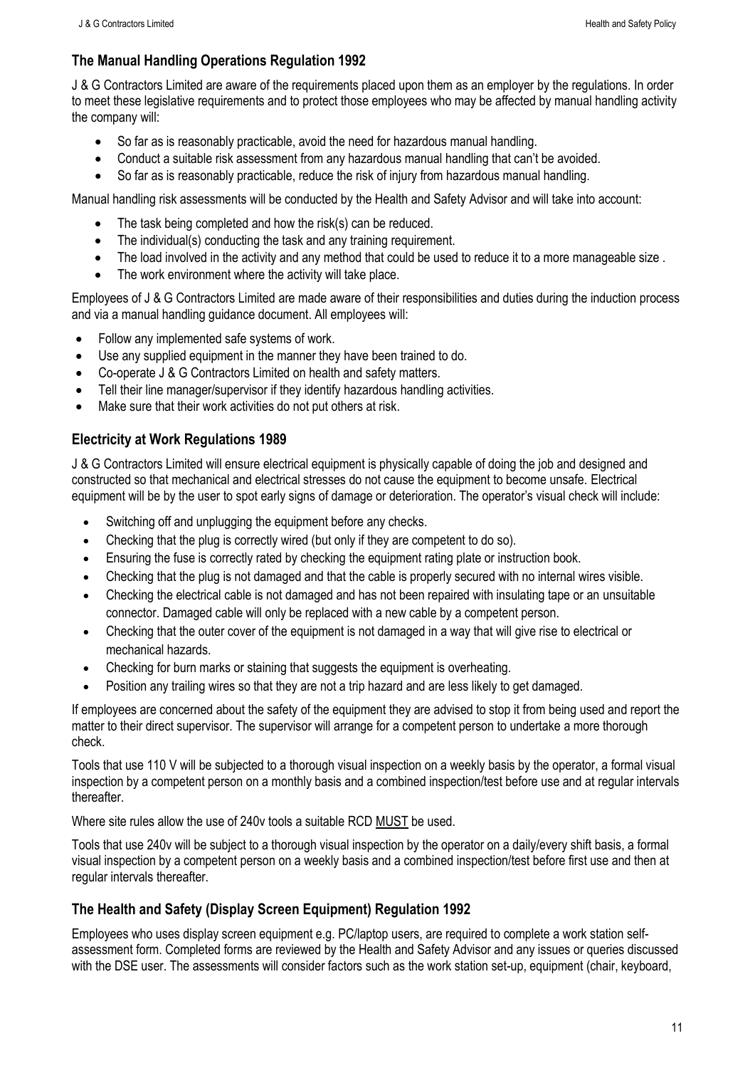## The Manual Handling Operations Regulation 1992

J & G Contractors Limited are aware of the requirements placed upon them as an employer by the regulations. In order to meet these legislative requirements and to protect those employees who may be affected by manual handling activity the company will:

- So far as is reasonably practicable, avoid the need for hazardous manual handling.
- Conduct a suitable risk assessment from any hazardous manual handling that can't be avoided.
- So far as is reasonably practicable, reduce the risk of injury from hazardous manual handling.

Manual handling risk assessments will be conducted by the Health and Safety Advisor and will take into account:

- The task being completed and how the risk(s) can be reduced.
- The individual(s) conducting the task and any training requirement.
- The load involved in the activity and any method that could be used to reduce it to a more manageable size .
- The work environment where the activity will take place.

Employees of J & G Contractors Limited are made aware of their responsibilities and duties during the induction process and via a manual handling guidance document. All employees will:

- Follow any implemented safe systems of work.
- Use any supplied equipment in the manner they have been trained to do.
- Co-operate J & G Contractors Limited on health and safety matters.
- Tell their line manager/supervisor if they identify hazardous handling activities.
- Make sure that their work activities do not put others at risk.

## Electricity at Work Regulations 1989

J & G Contractors Limited will ensure electrical equipment is physically capable of doing the job and designed and constructed so that mechanical and electrical stresses do not cause the equipment to become unsafe. Electrical equipment will be by the user to spot early signs of damage or deterioration. The operator's visual check will include:

- Switching off and unplugging the equipment before any checks.
- Checking that the plug is correctly wired (but only if they are competent to do so).
- Ensuring the fuse is correctly rated by checking the equipment rating plate or instruction book.
- Checking that the plug is not damaged and that the cable is properly secured with no internal wires visible.
- Checking the electrical cable is not damaged and has not been repaired with insulating tape or an unsuitable connector. Damaged cable will only be replaced with a new cable by a competent person.
- Checking that the outer cover of the equipment is not damaged in a way that will give rise to electrical or mechanical hazards.
- Checking for burn marks or staining that suggests the equipment is overheating.
- Position any trailing wires so that they are not a trip hazard and are less likely to get damaged.

If employees are concerned about the safety of the equipment they are advised to stop it from being used and report the matter to their direct supervisor. The supervisor will arrange for a competent person to undertake a more thorough check.

Tools that use 110 V will be subjected to a thorough visual inspection on a weekly basis by the operator, a formal visual inspection by a competent person on a monthly basis and a combined inspection/test before use and at regular intervals thereafter.

Where site rules allow the use of 240v tools a suitable RCD MUST be used.

Tools that use 240v will be subject to a thorough visual inspection by the operator on a daily/every shift basis, a formal visual inspection by a competent person on a weekly basis and a combined inspection/test before first use and then at regular intervals thereafter.

## The Health and Safety (Display Screen Equipment) Regulation 1992

Employees who uses display screen equipment e.g. PC/laptop users, are required to complete a work station self-assessment form. Completed forms are reviewed by the Health and Safety Advisor and any issues or queries discussed with the DSE user. The assessments will consider factors such as the work station set-up, equipment (chair, keyboard,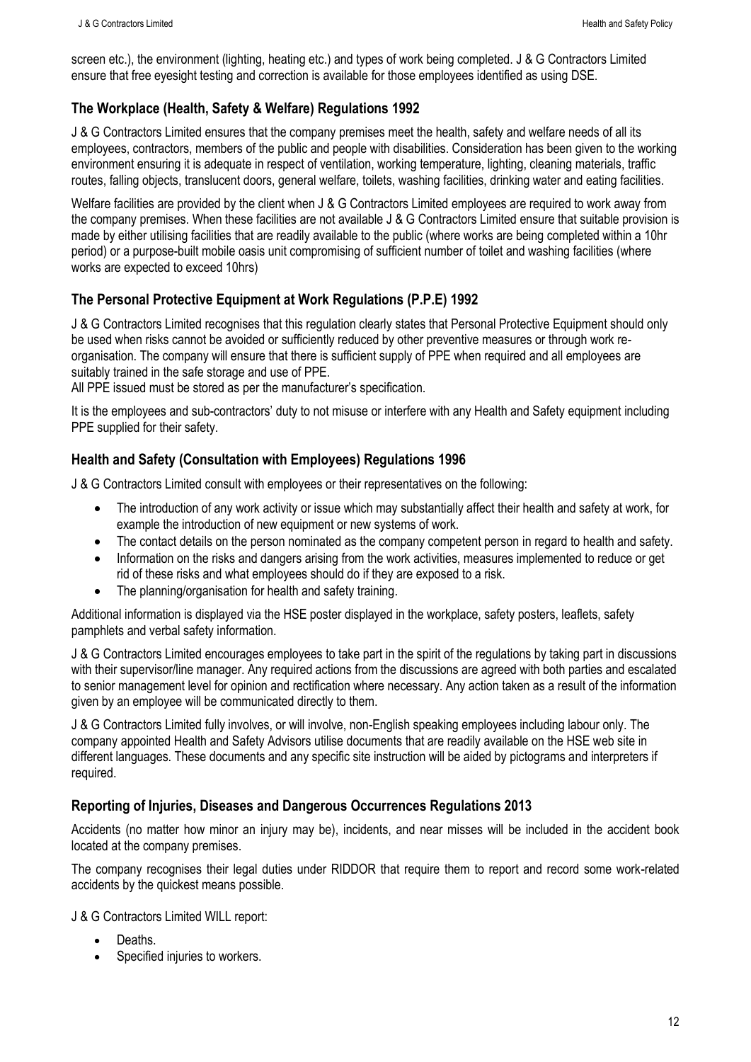screen etc.), the environment (lighting, heating etc.) and types of work being completed. J & G Contractors Limited ensure that free eyesight testing and correction is available for those employees identified as using DSE.

### The Workplace (Health, Safety & Welfare) Regulations 1992

J & G Contractors Limited ensures that the company premises meet the health, safety and welfare needs of all its employees, contractors, members of the public and people with disabilities. Consideration has been given to the working environment ensuring it is adequate in respect of ventilation, working temperature, lighting, cleaning materials, traffic routes, falling objects, translucent doors, general welfare, toilets, washing facilities, drinking water and eating facilities.

Welfare facilities are provided by the client when J & G Contractors Limited employees are required to work away from the company premises. When these facilities are not available J & G Contractors Limited ensure that suitable provision is made by either utilising facilities that are readily available to the public (where works are being completed within a 10hr period) or a purpose-built mobile oasis unit compromising of sufficient number of toilet and washing facilities (where works are expected to exceed 10hrs)

### The Personal Protective Equipment at Work Regulations (P.P.E) 1992

J & G Contractors Limited recognises that this regulation clearly states that Personal Protective Equipment should only be used when risks cannot be avoided or sufficiently reduced by other preventive measures or through work re-organisation. The company will ensure that there is sufficient supply of PPE when required and all employees are suitably trained in the safe storage and use of PPE.
All PPE issued must be stored as per the manufacturer's specification.

It is the employees and sub-contractors' duty to not misuse or interfere with any Health and Safety equipment including PPE supplied for their safety.

### Health and Safety (Consultation with Employees) Regulations 1996

J & G Contractors Limited consult with employees or their representatives on the following:

- The introduction of any work activity or issue which may substantially affect their health and safety at work, for example the introduction of new equipment or new systems of work.
- The contact details on the person nominated as the company competent person in regard to health and safety.
- Information on the risks and dangers arising from the work activities, measures implemented to reduce or get rid of these risks and what employees should do if they are exposed to a risk.
- The planning/organisation for health and safety training.

Additional information is displayed via the HSE poster displayed in the workplace, safety posters, leaflets, safety pamphlets and verbal safety information.

J & G Contractors Limited encourages employees to take part in the spirit of the regulations by taking part in discussions with their supervisor/line manager. Any required actions from the discussions are agreed with both parties and escalated to senior management level for opinion and rectification where necessary. Any action taken as a result of the information given by an employee will be communicated directly to them.

J & G Contractors Limited fully involves, or will involve, non-English speaking employees including labour only. The company appointed Health and Safety Advisors utilise documents that are readily available on the HSE web site in different languages. These documents and any specific site instruction will be aided by pictograms and interpreters if required.

### Reporting of Injuries, Diseases and Dangerous Occurrences Regulations 2013

Accidents (no matter how minor an injury may be), incidents, and near misses will be included in the accident book located at the company premises.

The company recognises their legal duties under RIDDOR that require them to report and record some work-related accidents by the quickest means possible.

J & G Contractors Limited WILL report:

- Deaths.
- Specified injuries to workers.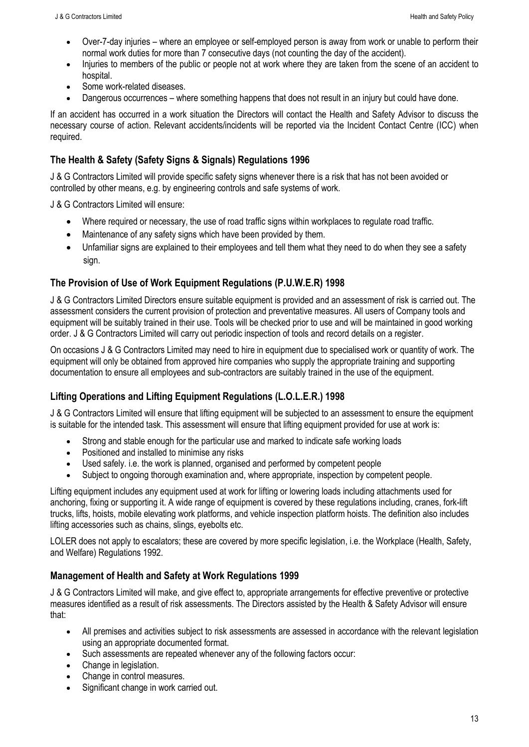- Over-7-day injuries – where an employee or self-employed person is away from work or unable to perform their normal work duties for more than 7 consecutive days (not counting the day of the accident).
- Injuries to members of the public or people not at work where they are taken from the scene of an accident to hospital.
- Some work-related diseases.
- Dangerous occurrences – where something happens that does not result in an injury but could have done.

If an accident has occurred in a work situation the Directors will contact the Health and Safety Advisor to discuss the necessary course of action. Relevant accidents/incidents will be reported via the Incident Contact Centre (ICC) when required.

### The Health & Safety (Safety Signs & Signals) Regulations 1996

J & G Contractors Limited will provide specific safety signs whenever there is a risk that has not been avoided or controlled by other means, e.g. by engineering controls and safe systems of work.

J & G Contractors Limited will ensure:

- Where required or necessary, the use of road traffic signs within workplaces to regulate road traffic.
- Maintenance of any safety signs which have been provided by them.
- Unfamiliar signs are explained to their employees and tell them what they need to do when they see a safety sign.

### The Provision of Use of Work Equipment Regulations (P.U.W.E.R) 1998

J & G Contractors Limited Directors ensure suitable equipment is provided and an assessment of risk is carried out. The assessment considers the current provision of protection and preventative measures. All users of Company tools and equipment will be suitably trained in their use. Tools will be checked prior to use and will be maintained in good working order. J & G Contractors Limited will carry out periodic inspection of tools and record details on a register.

On occasions J & G Contractors Limited may need to hire in equipment due to specialised work or quantity of work. The equipment will only be obtained from approved hire companies who supply the appropriate training and supporting documentation to ensure all employees and sub-contractors are suitably trained in the use of the equipment.

### Lifting Operations and Lifting Equipment Regulations (L.O.L.E.R.) 1998

J & G Contractors Limited will ensure that lifting equipment will be subjected to an assessment to ensure the equipment is suitable for the intended task. This assessment will ensure that lifting equipment provided for use at work is:

- Strong and stable enough for the particular use and marked to indicate safe working loads
- Positioned and installed to minimise any risks
- Used safely. i.e. the work is planned, organised and performed by competent people
- Subject to ongoing thorough examination and, where appropriate, inspection by competent people.

Lifting equipment includes any equipment used at work for lifting or lowering loads including attachments used for anchoring, fixing or supporting it. A wide range of equipment is covered by these regulations including, cranes, fork-lift trucks, lifts, hoists, mobile elevating work platforms, and vehicle inspection platform hoists. The definition also includes lifting accessories such as chains, slings, eyebolts etc.

LOLER does not apply to escalators; these are covered by more specific legislation, i.e. the Workplace (Health, Safety, and Welfare) Regulations 1992.

### Management of Health and Safety at Work Regulations 1999

J & G Contractors Limited will make, and give effect to, appropriate arrangements for effective preventive or protective measures identified as a result of risk assessments. The Directors assisted by the Health & Safety Advisor will ensure that:

- All premises and activities subject to risk assessments are assessed in accordance with the relevant legislation using an appropriate documented format.
- Such assessments are repeated whenever any of the following factors occur:
- Change in legislation.
- Change in control measures.
- Significant change in work carried out.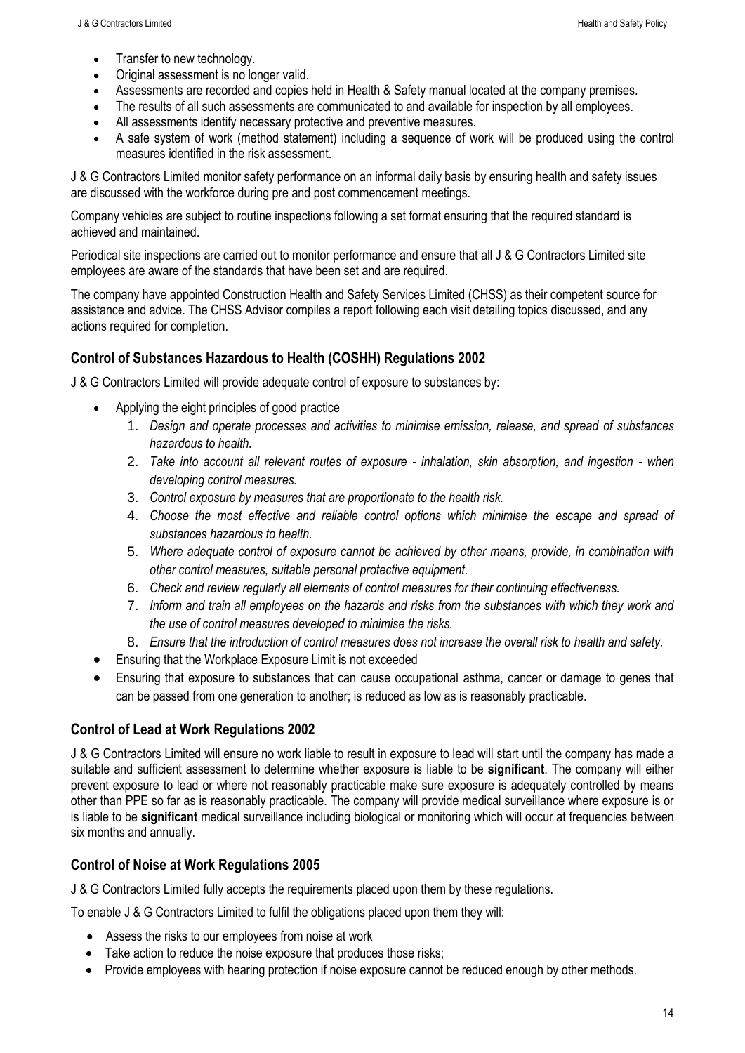- Transfer to new technology.
- Original assessment is no longer valid.
- Assessments are recorded and copies held in Health & Safety manual located at the company premises.
- The results of all such assessments are communicated to and available for inspection by all employees.
- All assessments identify necessary protective and preventive measures.
- A safe system of work (method statement) including a sequence of work will be produced using the control measures identified in the risk assessment.

J & G Contractors Limited monitor safety performance on an informal daily basis by ensuring health and safety issues are discussed with the workforce during pre and post commencement meetings.

Company vehicles are subject to routine inspections following a set format ensuring that the required standard is achieved and maintained.

Periodical site inspections are carried out to monitor performance and ensure that all J & G Contractors Limited site employees are aware of the standards that have been set and are required.

The company have appointed Construction Health and Safety Services Limited (CHSS) as their competent source for assistance and advice. The CHSS Advisor compiles a report following each visit detailing topics discussed, and any actions required for completion.

### Control of Substances Hazardous to Health (COSHH) Regulations 2002

J & G Contractors Limited will provide adequate control of exposure to substances by:

- Applying the eight principles of good practice
  1. *Design and operate processes and activities to minimise emission, release, and spread of substances hazardous to health.*
  2. *Take into account all relevant routes of exposure - inhalation, skin absorption, and ingestion - when developing control measures.*
  3. *Control exposure by measures that are proportionate to the health risk.*
  4. *Choose the most effective and reliable control options which minimise the escape and spread of substances hazardous to health.*
  5. *Where adequate control of exposure cannot be achieved by other means, provide, in combination with other control measures, suitable personal protective equipment.*
  6. *Check and review regularly all elements of control measures for their continuing effectiveness.*
  7. *Inform and train all employees on the hazards and risks from the substances with which they work and the use of control measures developed to minimise the risks.*
  8. *Ensure that the introduction of control measures does not increase the overall risk to health and safety.*
- Ensuring that the Workplace Exposure Limit is not exceeded
- Ensuring that exposure to substances that can cause occupational asthma, cancer or damage to genes that can be passed from one generation to another; is reduced as low as is reasonably practicable.

### Control of Lead at Work Regulations 2002

J & G Contractors Limited will ensure no work liable to result in exposure to lead will start until the company has made a suitable and sufficient assessment to determine whether exposure is liable to be **significant**. The company will either prevent exposure to lead or where not reasonably practicable make sure exposure is adequately controlled by means other than PPE so far as is reasonably practicable. The company will provide medical surveillance where exposure is or is liable to be **significant** medical surveillance including biological or monitoring which will occur at frequencies between six months and annually.

### Control of Noise at Work Regulations 2005

J & G Contractors Limited fully accepts the requirements placed upon them by these regulations.

To enable J & G Contractors Limited to fulfil the obligations placed upon them they will:

- Assess the risks to our employees from noise at work
- Take action to reduce the noise exposure that produces those risks;
- Provide employees with hearing protection if noise exposure cannot be reduced enough by other methods.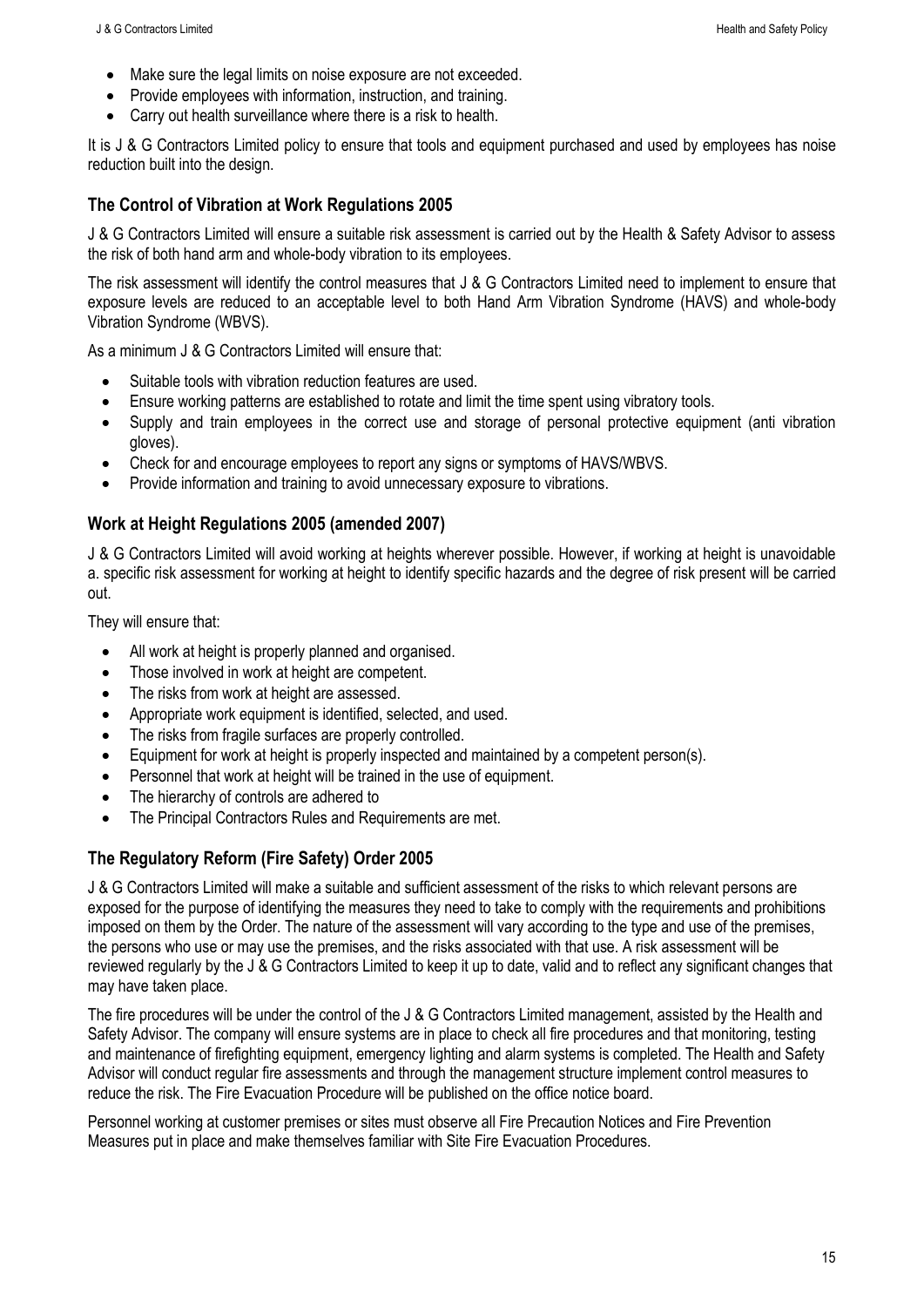- Make sure the legal limits on noise exposure are not exceeded.
- Provide employees with information, instruction, and training.
- Carry out health surveillance where there is a risk to health.

It is J & G Contractors Limited policy to ensure that tools and equipment purchased and used by employees has noise reduction built into the design.

## The Control of Vibration at Work Regulations 2005

J & G Contractors Limited will ensure a suitable risk assessment is carried out by the Health & Safety Advisor to assess the risk of both hand arm and whole-body vibration to its employees.

The risk assessment will identify the control measures that J & G Contractors Limited need to implement to ensure that exposure levels are reduced to an acceptable level to both Hand Arm Vibration Syndrome (HAVS) and whole-body Vibration Syndrome (WBVS).

As a minimum J & G Contractors Limited will ensure that:

- Suitable tools with vibration reduction features are used.
- Ensure working patterns are established to rotate and limit the time spent using vibratory tools.
- Supply and train employees in the correct use and storage of personal protective equipment (anti vibration gloves).
- Check for and encourage employees to report any signs or symptoms of HAVS/WBVS.
- Provide information and training to avoid unnecessary exposure to vibrations.

## Work at Height Regulations 2005 (amended 2007)

J & G Contractors Limited will avoid working at heights wherever possible. However, if working at height is unavoidable a. specific risk assessment for working at height to identify specific hazards and the degree of risk present will be carried out.

They will ensure that:

- All work at height is properly planned and organised.
- Those involved in work at height are competent.
- The risks from work at height are assessed.
- Appropriate work equipment is identified, selected, and used.
- The risks from fragile surfaces are properly controlled.
- Equipment for work at height is properly inspected and maintained by a competent person(s).
- Personnel that work at height will be trained in the use of equipment.
- The hierarchy of controls are adhered to
- The Principal Contractors Rules and Requirements are met.

## The Regulatory Reform (Fire Safety) Order 2005

J & G Contractors Limited will make a suitable and sufficient assessment of the risks to which relevant persons are exposed for the purpose of identifying the measures they need to take to comply with the requirements and prohibitions imposed on them by the Order. The nature of the assessment will vary according to the type and use of the premises, the persons who use or may use the premises, and the risks associated with that use. A risk assessment will be reviewed regularly by the J & G Contractors Limited to keep it up to date, valid and to reflect any significant changes that may have taken place.

The fire procedures will be under the control of the J & G Contractors Limited management, assisted by the Health and Safety Advisor. The company will ensure systems are in place to check all fire procedures and that monitoring, testing and maintenance of firefighting equipment, emergency lighting and alarm systems is completed. The Health and Safety Advisor will conduct regular fire assessments and through the management structure implement control measures to reduce the risk. The Fire Evacuation Procedure will be published on the office notice board.

Personnel working at customer premises or sites must observe all Fire Precaution Notices and Fire Prevention Measures put in place and make themselves familiar with Site Fire Evacuation Procedures.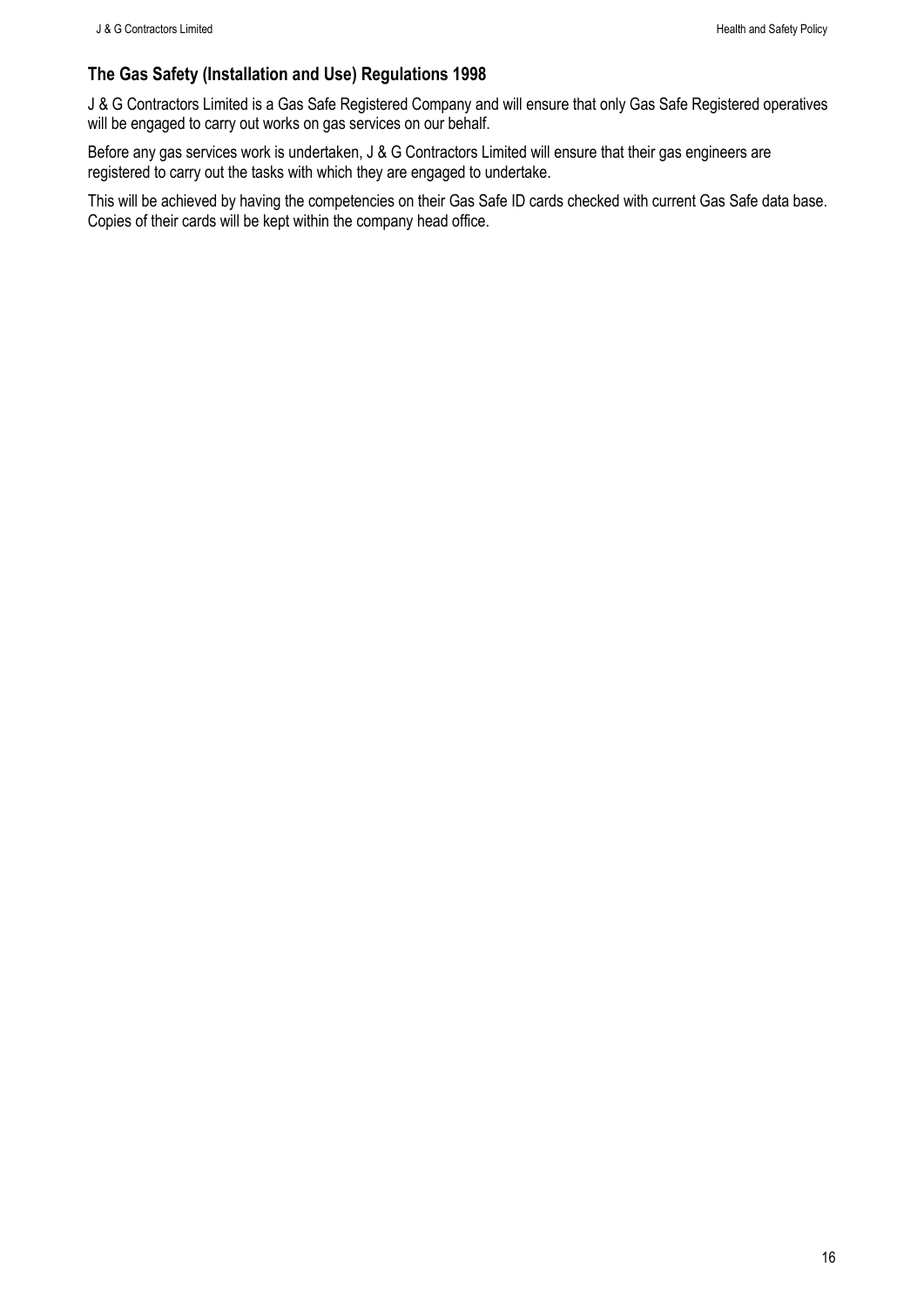## The Gas Safety (Installation and Use) Regulations 1998

J & G Contractors Limited is a Gas Safe Registered Company and will ensure that only Gas Safe Registered operatives will be engaged to carry out works on gas services on our behalf.

Before any gas services work is undertaken, J & G Contractors Limited will ensure that their gas engineers are registered to carry out the tasks with which they are engaged to undertake.

This will be achieved by having the competencies on their Gas Safe ID cards checked with current Gas Safe data base. Copies of their cards will be kept within the company head office.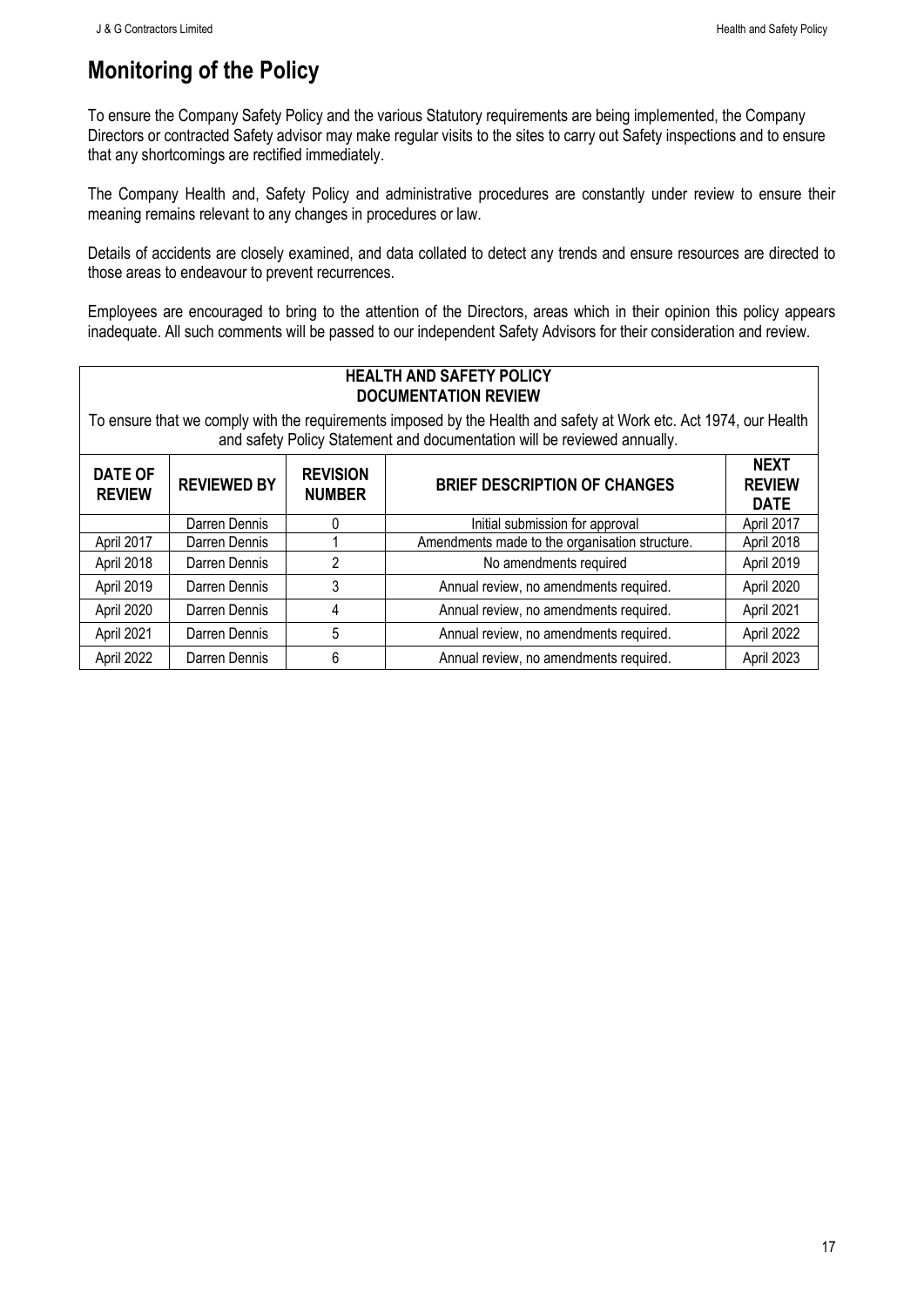# Monitoring of the Policy

To ensure the Company Safety Policy and the various Statutory requirements are being implemented, the Company Directors or contracted Safety advisor may make regular visits to the sites to carry out Safety inspections and to ensure that any shortcomings are rectified immediately.

The Company Health and, Safety Policy and administrative procedures are constantly under review to ensure their meaning remains relevant to any changes in procedures or law.

Details of accidents are closely examined, and data collated to detect any trends and ensure resources are directed to those areas to endeavour to prevent recurrences.

Employees are encouraged to bring to the attention of the Directors, areas which in their opinion this policy appears inadequate. All such comments will be passed to our independent Safety Advisors for their consideration and review.

**HEALTH AND SAFETY POLICY**
**DOCUMENTATION REVIEW**

To ensure that we comply with the requirements imposed by the Health and safety at Work etc. Act 1974, our Health and safety Policy Statement and documentation will be reviewed annually.

| DATE OF REVIEW | REVIEWED BY | REVISION NUMBER | BRIEF DESCRIPTION OF CHANGES | NEXT REVIEW DATE |
|---|---|---|---|---|
| | Darren Dennis | 0 | Initial submission for approval | April 2017 |
| April 2017 | Darren Dennis | 1 | Amendments made to the organisation structure. | April 2018 |
| April 2018 | Darren Dennis | 2 | No amendments required | April 2019 |
| April 2019 | Darren Dennis | 3 | Annual review, no amendments required. | April 2020 |
| April 2020 | Darren Dennis | 4 | Annual review, no amendments required. | April 2021 |
| April 2021 | Darren Dennis | 5 | Annual review, no amendments required. | April 2022 |
| April 2022 | Darren Dennis | 6 | Annual review, no amendments required. | April 2023 |